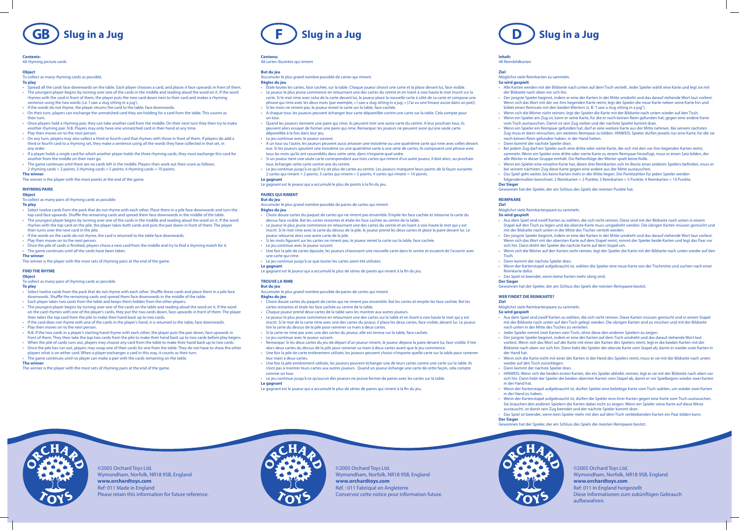# GB Slug in a Jug

**Contents:**
48 rhyming picture cards

**Object**
To collect as many rhyming cards as possible.

**To play**

- Spread all the cards face downwards on the table. Each player chooses a card, and places it face upwards in front of them.
- The youngest player begins by turning over one of the cards in the middle and reading aloud the word on it. If the word rhymes with the card in front of them, the player puts the new card down next to their card and makes a rhyming sentence using the two words (i.e. 'I saw a slug sitting in a jug').
- If the words do not rhyme, the player returns the card to the table, face downwards.
- On their turn, players can exchange the unmatched card they are holding for a card from the table. This counts as their turn.
- Once players hold a rhyming pair, they can take another card from the middle. On their next turn they then try to make another rhyming pair. N.B. Players may only have one unmatched card in their hand at any time.
- Play then moves on to the next person.
- On any turn, players may also collect a third or fourth card that rhymes with those in front of them. If players do add a third or fourth card to a rhyming set, they make a sentence using all the words they have collected in that set, in any order.
- If a player holds a single card for which another player holds the three rhyming cards, they must exchange this card for another from the middle on their next go.
- The game continues until there are no cards left in the middle. Players then work out their score as follows: 2 rhyming cards = 2 points; 3 rhyming cards = 5 points; 4 rhyming cards = 10 points.

**The winner**
The winner is the player with the most points at the end of the game.

## RHYMING PAIRS

**Object**
To collect as many pairs of rhyming cards as possible.

**To play**

- Select twelve cards from the pack that do not rhyme with each other. Place them in a pile face downwards and turn the top card face upwards. Shuffle the remaining cards and spread them face downwards in the middle of the table.
- The youngest player begins by turning over one of the cards in the middle and reading aloud the word on it. If the word rhymes with the top card on the pile, the player takes both cards and puts the pair down in front of them. The player then turns over the next card in the pile.
- If the words on the cards do not rhyme, the card is returned to the table face downwards.
- Play then moves on to the next person.
- Once the pile of cards is finished, players chose a new card from the middle and try to find a rhyming match for it.
- The game continues until all the cards have been taken.

**The winner**
The winner is the player with the most sets of rhyming pairs at the end of the game.

## FIND THE RHYME

**Object**
To collect as many pairs of rhyming cards as possible.

**To play**

- Select twelve cards from the pack that do not rhyme with each other. Shuffle these cards and place them in a pile face downwards. Shuffle the remaining cards and spread them face downwards in the middle of the table.
- Each player takes two cards from the table and keeps them hidden from the other players.
- The youngest player begins by turning over one of the cards on the table and reading aloud the word on it. If the word on the card rhymes with one of the player's cards, they put the two cards down, face upwards in front of them. The player then takes the top card from the pile to make their hand back up to two cards.
- If the card does not rhyme with one of the cards in the player's hand, it is returned to the table, face downwards.
- Play then moves on to the next person.
- N.B. If the two cards in a player's starting hand rhyme with each other, the player puts the pair down, face upwards in front of them. They then take the top two cards from the pile to make their hand back up to two cards before play begins.
- When the pile of cards runs out, players may choose any card from the table to make their hand back up to two cards.
- Once the pile has run out, players may swap one of their cards for one from the table. They do not have to show the other players what is on either card. When a player exchanges a card in this way, it counts as their turn.
- The game continues until no player can make a pair with the cards remaining on the table.

**The winner**
The winner is the player with the most sets of rhyming pairs at the end of the game.

©2005 Orchard Toys Ltd.
Wymondham, Norfolk, NR18 9SB, England
**www.orchardtoys.com**
Ref: 011 Made in England
Please retain this information for future reference.

# F Slug in a Jug

**Contenu:**
48 cartes illustrées qui riment

**But du jeu**
Accumuler le plus grand nombre possible de cartes qui riment.

**Règles du jeu**

- Étale toutes les cartes, face cachée, sur la table. Chaque joueur choisit une carte et la place devant lui, face visible.
- Le joueur le plus jeune commence en retournant une des cartes du centre et en lisant à voix haute le mot inscrit sur la carte. Si le mot rime avec celui de la carte devant lui, le joueur place la nouvelle carte à côté de sa carte et compose une phrase qui rime avec les deux mots (par exemple, « I saw a slug sitting in a jug. » (J'ai vu une limace assise dans un pot)).
- Si les mots ne riment pas, le joueur remet la carte sur la table, face cachée.
- A chaque tour, les joueurs peuvent échanger leur carte dépareillée contre une carte sur la table. Cela compte pour un tour.
- Quand les joueurs tiennent une paire qui rime, ils peuvent tirer une autre carte du centre. A leur prochain tour, ils peuvent alors essayer de former une paire qui rime. Remarque: les joueurs ne peuvent avoir qu'une seule carte dépareillée à la fois dans leur jeu.
- Le jeu continue avec le joueur suivant.
- À un tour ou l'autre, les joueurs peuvent aussi amasser une troisième ou une quatrième carte qui rime avec celles devant eux. Si les joueurs ajoutent une troisième ou une quatrième carte à une série de cartes, ils composent une phrase avec tous les mots qu'ils ont rassemblés dans cette série, dans n'importe quel ordre.
- Si un joueur tient une seule carte correspondant aux trois cartes qui riment d'un autre joueur, il doit alors, au prochain tour, échanger cette carte contre une du centre.
- Le jeu continue jusqu'à ce qu'il n'y ait plus de cartes au centre. Les joueurs marquent leurs points de la façon suivante: 2 cartes qui riment = 2 points; 3 cartes qui riment = 5 points; 4 cartes qui riment = 10 points.

**Le gagnant**
Le gagnant est le joueur qui a accumulé le plus de points à la fin du jeu.

## PAIRES QUI RIMENT

**But du jeu**
Accumuler le plus grand nombre possible de paires de cartes qui riment.

**Règles du jeu**

- Choisi douze cartes du paquet de cartes qui ne riment pas ensemble. Empile-les face cachée et retourne la carte du dessus face visible. Bat les cartes restantes et étale-les face cachée au centre de la table.
- Le joueur le plus jeune commence en retournant une des cartes du centre et en lisant à voix haute le mot qui y est inscrit. Si le mot rime avec la carte du dessus de la pile, le joueur prend les deux cartes et place la paire devant lui. Le joueur retourne alors une autre carte de la pile.
- Si les mots figurant sur les cartes ne riment pas, le joueur remet la carte sur la table, face cachée.
- Le jeu continue avec le joueur suivant.
- Une fois la pile de cartes épuisée, les joueurs choisissent une nouvelle carte dans le centre et essaient de l'assortir avec une carte qui rime.
- Le jeu continue jusqu'à ce que toutes les cartes aient été utilisées.

**Le gagnant**
Le gagnant est le joueur qui a accumulé le plus de séries de paires qui riment à la fin du jeu.

## TROUVE LA RIME

**But du jeu**
Accumuler le plus grand nombre possible de paires de cartes qui riment.

**Règles du jeu**

- Choisi douze cartes du paquet de cartes qui ne riment pas ensemble. Bat les cartes et empile-les face cachée. Bat les cartes restantes et étale-les face cachée au centre de la table.
- Chaque joueur prend deux cartes de la table sans les montrer aux autres joueurs.
- Le joueur le plus jeune commence en retournant une des cartes sur la table et en lisant à voix haute le mot qui y est inscrit. Si le mot de la carte rime avec une des cartes du joueur, il place les deux cartes, face visible, devant lui. Le joueur tire la carte du dessus de la pile pour ramener sa main à deux cartes.
- Si la carte ne rime pas avec une des cartes du joueur, elle est remise sur la table, face cachée.
- Le jeu continue avec le joueur suivant.
- Remarque: Si les deux cartes du jeu de départ d'un joueur riment, le joueur dépose la paire devant lui, face visible. Il tire alors deux cartes du dessus de la pile pour ramener sa main à deux cartes avant que le jeu commence.
- Une fois la pile de carte entièrement utilisée, les joueurs peuvent choisir n'importe quelle carte sur la table pour ramener leur main à deux cartes.
- Une fois la pile entièrement utilisée, les joueurs peuvent échanger une de leurs cartes contre une carte sur la table. Ils n'ont pas à montrer leurs cartes aux autres joueurs. Quand un joueur échange une carte de cette façon, cela compte comme un tour.
- Le jeu continue jusqu'à ce qu'aucun des joueurs ne puisse former de paires avec les cartes sur la table.

**Le gagnant**
Le gagnant est le joueur qui a accumulé le plus de séries de paires qui riment à la fin du jeu.

©2005 Orchard Toys Ltd.
Wymondham, Norfolk, NR18 9SB, England
**www.orchardtoys.com**
Réf. : 011 Fabriqué en Angleterre
Conservez cette notice pour information future.

# D Slug in a Jug

**Inhalt:**
48 Reimbildkarten

**Ziel**
Möglichst viele Reimkarten zu sammeln.

**So wird gespielt**

- Alle Karten werden mit der Bildseite nach unten auf dem Tisch verteilt. Jeder Spieler wählt eine Karte und legt sie mit der Bildseite nach oben vor sich hin.
- Der jüngste Spieler beginnt, indem er eine der Karten in der Mitte umdreht und das darauf stehende Wort laut vorliest. Wenn sich das Wort mit der vor ihm liegenden Karte reimt, legt der Spieler die neue Karte neben seine Karte hin und bildet einen Reimsatz mit den beiden Wörtern (z. B. "I saw a slug sitting in a jug").
- Wenn sich die Wörter nicht reimen, legt der Spieler die Karte mit der Bildseite nach unten wieder auf den Tisch.
- Wenn ein Spieler am Zug ist, kann er seine Karte, für die er noch keinen Reim gefunden hat, gegen eine andere Karte vom Tisch austauschen. Damit ist sein Zug vorbei und der nächste Spieler kommt dran.
- Wenn ein Spieler ein Reimpaar gefunden hat, darf er eine weitere Karte aus der Mitte nehmen. Bei seinem nächsten Zug muss er dann versuchen, ein weiteres Reimpaar zu bilden. HINWEIS: Spieler dürfen jeweils nur eine Karte, für die sie noch keinen Reim gefunden haben, in der Hand halten.
- Dann kommt der nächste Spieler dran.
- Bei jedem Zug darf ein Spieler auch eine dritte oder vierte Karte, die sich mit den vor ihm liegenden Karten reimt, sammeln. Wenn ein Spieler eine dritte oder vierte Karte zu einem Reimpaar hinzufügt, muss er einen Satz bilden, der alle Wörter in dieser Gruppe enthält. Die Reihenfolge der Wörter spielt keine Rolle.
- Wenn ein Spieler eine einzelne Karte hat, deren drei Reimkarten sich im Besitz eines anderen Spielers befinden, muss er bei seinem nächsten Zug diese Karte gegen eine andere aus der Mitte austauschen.
- Das Spiel geht weiter, bis keine Karten mehr in der Mitte liegen. Die Punktzahlen für jeden Spieler werden folgendermaßen berechnet: 2 Reimkarten = 2 Punkte; 3 Reimkarten = 5 Punkte; 4 Reimkarten = 10 Punkte.

**Der Sieger**
Gewonnen hat der Spieler, der am Schluss des Spiels die meisten Punkte hat.

## REIMPAARE

**Ziel**
Möglichst viele Reimkartenpaare zu sammeln.

**So wird gespielt**

- Aus dem Spiel sind zwölf Karten zu wählen, die sich nicht reimen. Diese sind mit der Bildseite nach unten in einem Stapel auf den Tisch zu legen und die oberste Karte muss umgedreht werden. Die übrigen Karten müssen gemischt und mit der Bildseite nach unten in der Mitte des Tisches verteilt werden.
- Der jüngste Spieler beginnt, indem er eine der Karten in der Mitte umdreht und das darauf stehende Wort laut vorliest. Wenn sich das Wort mit der obersten Karte auf dem Stapel reimt, nimmt der Spieler beide Karten und legt das Paar vor sich hin. Dann dreht der Spieler die nächste Karte auf dem Stapel um.
- Wenn sich die Wörter auf den Karten nicht reimen, legt der Spieler die Karte mit der Bildseite nach unten wieder auf den Tisch.
- Dann kommt der nächste Spieler dran.
- Wenn der Kartenstapel aufgebraucht ist, wählen die Spieler eine neue Karte von der Tischmitte und suchen nach einer Reimkarte dafür.
- Das Spiel ist beendet, wenn keine Karten mehr übrig sind.

**Der Sieger**
Gewonnen hat der Spieler, der am Schluss des Spiels die meisten Reimpaare besitzt.

## WER FINDET DIE REIMKARTE?

**Ziel**
Möglichst viele Reimkartenpaare zu sammeln.

**So wird gespielt**

- Aus dem Spiel sind zwölf Karten zu wählen, die sich nicht reimen. Diese Karten müssen gemischt und in einem Stapel mit der Bildseite nach unten auf den Tisch gelegt werden. Die übrigen Karten sind zu mischen und mit der Bildseite nach unten in der Mitte des Tisches zu verteilen.
- Jeder Spieler nimmt zwei Karten vom Tisch, ohne diese den anderen Spielern zu zeigen.
- Der jüngste Spieler beginnt, indem er eine der Karten auf dem Tisch umdreht und das darauf stehende Wort laut vorliest. Wenn sich das Wort auf der Karte mit einer der Karten des Spielers reimt, legt er die beiden Karten mit der Bildseite nach oben vor sich hin. Dann hebt der Spieler die oberste Karte vom Stapel ab, damit er wieder zwei Karten in der Hand hat.
- Wenn sich die Karte nicht mit einer der Karten in der Hand des Spielers reimt, muss er sie mit der Bildseite nach unten wieder auf den Tisch zurücklegen.
- Dann kommt der nächste Spieler dran.
- HINWEIS: Wenn sich die beiden ersten Karten, die ein Spieler abhebt, reimen, legt er sie mit der Bildseite nach oben vor sich hin. Dann hebt der Spieler die beiden obersten Karten vom Stapel ab, damit er vor Spielbeginn wieder zwei Karten in der Hand hat.
- Wenn der Kartenstapel aufgebraucht ist, dürfen Spieler eine beliebige Karte vom Tisch wählen, um wieder zwei Karten in der Hand zu haben.
- Wenn der Kartenstapel aufgebraucht ist, dürfen die Spieler eine ihrer Karten gegen eine Karte vom Tisch austauschen. Sie brauchen den anderen Spielern die Karten dabei nicht zu zeigen. Wenn ein Spieler seine Karte auf diese Weise austauscht, ist damit sein Zug beendet und der nächste Spieler kommt dran.
- Das Spiel ist beendet, wenn kein Spieler mehr mit den auf dem Tisch verbleibenden Karten ein Paar bilden kann.

**Der Sieger**
Gewonnen hat der Spieler, der am Schluss des Spiels die meisten Reimpaare besitzt.

©2005 Orchard Toys Ltd.
Wymondham, Norfolk, NR18 9SB, England
**www.orchardtoys.com**
Ref: 011 In England hergestellt
Diese Informationen zum zukünftigen Gebrauch aufbewahren.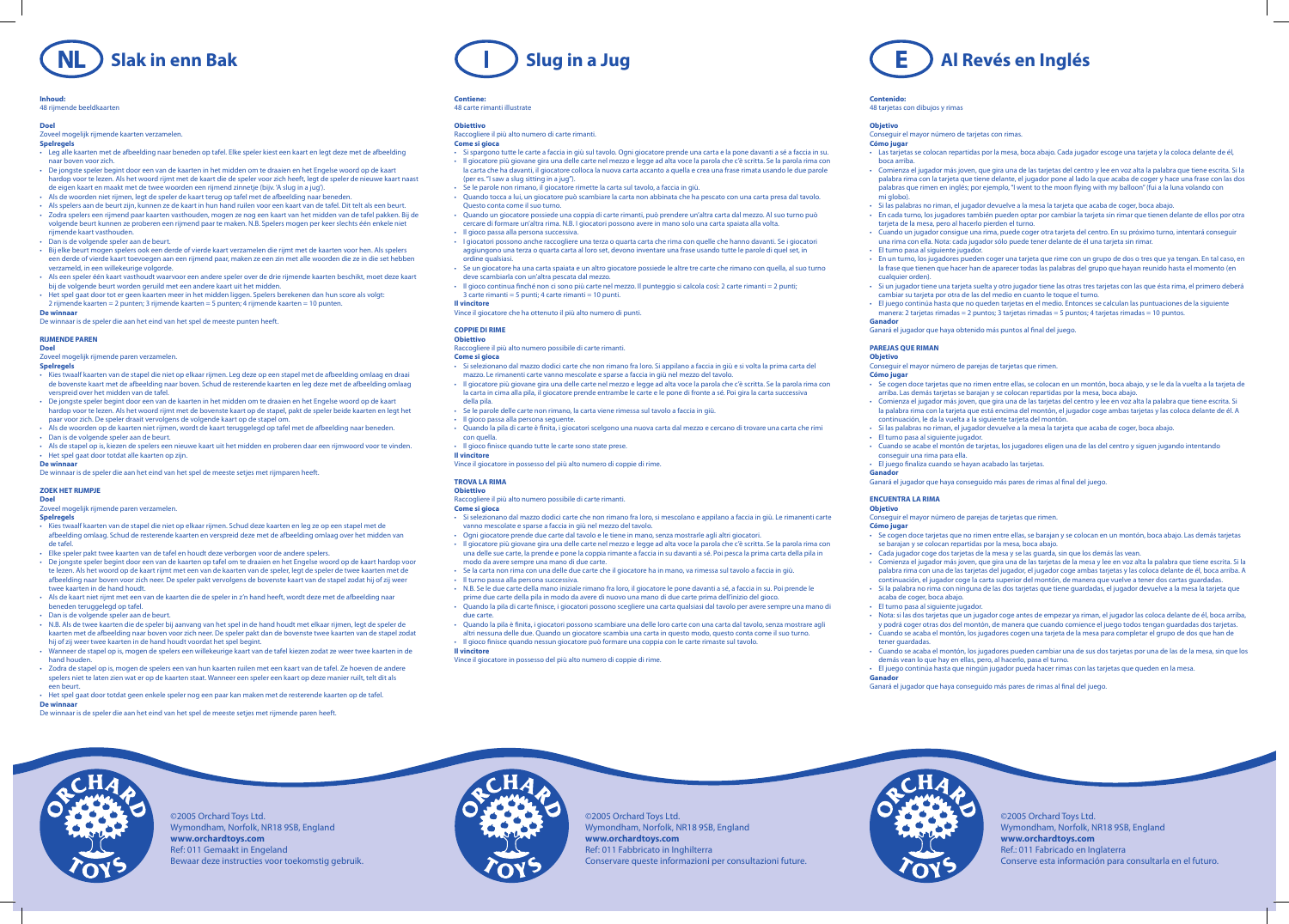# NL Slak in enn Bak

**Inhoud:**
48 rijmende beeldkaarten

**Doel**
Zoveel mogelijk rijmende kaarten verzamelen.

**Spelregels**
- Leg alle kaarten met de afbeelding naar beneden op tafel. Elke speler kiest een kaart en legt deze met de afbeelding naar boven voor zich.
- De jongste speler begint door een van de kaarten in het midden om te draaien en het Engelse woord op de kaart hardop voor te lezen. Als het woord rijmt met de kaart die de speler voor zich heeft, legt de speler de nieuwe kaart naast de eigen kaart en maakt met de twee woorden een rijmend zinnetje (bijv. 'A slug in a jug').
- Als de woorden niet rijmen, legt de speler de kaart terug op tafel met de afbeelding naar beneden.
- Als spelers aan de beurt zijn, kunnen ze de kaart in hun hand ruilen voor een kaart van de tafel. Dit telt als een beurt.
- Zodra spelers een rijmend paar kaarten vasthouden, mogen ze nog een kaart van het midden van de tafel pakken. Bij de volgende beurt kunnen ze proberen een rijmend paar te maken. N.B. Spelers mogen per keer slechts één enkele niet rijmende kaart vasthouden.
- Dan is de volgende speler aan de beurt.
- Bij elke beurt mogen spelers ook een derde of vierde kaart verzamelen die rijmt met de kaarten voor hen. Als spelers een derde of vierde kaart toevoegen aan een rijmend paar, maken ze een zin met alle woorden die ze in die set hebben verzameld, in een willekeurige volgorde.
- Als een speler één kaart vasthoudt waarvoor een andere speler over de drie rijmende kaarten beschikt, moet deze kaart bij de volgende beurt worden geruild met een andere kaart uit het midden.
- Het spel gaat door tot er geen kaarten meer in het midden liggen. Spelers berekenen dan hun score als volgt: 2 rijmende kaarten = 2 punten; 3 rijmende kaarten = 5 punten; 4 rijmende kaarten = 10 punten.

**De winnaar**
De winnaar is de speler die aan het eind van het spel de meeste punten heeft.

**RIJMENDE PAREN**

**Doel**
Zoveel mogelijk rijmende paren verzamelen.

**Spelregels**
- Kies twaalf kaarten van de stapel die niet op elkaar rijmen. Leg deze op een stapel met de afbeelding omlaag en draai de bovenste kaart met de afbeelding naar boven. Schud de resterende kaarten en leg deze met de afbeelding omlaag verspreid over het midden van de tafel.
- De jongste speler begint door een van de kaarten in het midden om te draaien en het Engelse woord op de kaart hardop voor te lezen. Als het woord rijmt met de bovenste kaart op de stapel, pakt de speler beide kaarten en legt het paar voor zich. De speler draait vervolgens de volgende kaart op de stapel om.
- Als de woorden op de kaarten niet rijmen, wordt de kaart teruggelegd op tafel met de afbeelding naar beneden.
- Dan is de volgende speler aan de beurt.
- Als de stapel op is, kiezen de spelers een nieuwe kaart uit het midden en proberen daar een rijmwoord voor te vinden.
- Het spel gaat door totdat alle kaarten op zijn.

**De winnaar**
De winnaar is de speler die aan het eind van het spel de meeste setjes met rijmparen heeft.

**ZOEK HET RIJMPJE**

**Doel**
Zoveel mogelijk rijmende paren verzamelen.

**Spelregels**
- Kies twaalf kaarten van de stapel die niet op elkaar rijmen. Schud deze kaarten en leg ze op een stapel met de afbeelding omlaag. Schud de resterende kaarten en verspreid deze met de afbeelding omlaag over het midden van de tafel.
- Elke speler pakt twee kaarten van de tafel en houdt deze verborgen voor de andere spelers.
- De jongste speler begint door een van de kaarten op tafel om te draaien en het Engelse woord op de kaart hardop te lezen. Als het woord rijmt met een van de kaarten van de speler, legt de speler de twee kaarten met de afbeelding naar boven voor zich neer. De speler pakt vervolgens de bovenste twee kaarten van de stapel zodat hij of zij weer twee kaarten in de hand houdt.
- Als de kaart niet rijmt met een van de kaarten die de speler in z'n hand heeft, wordt deze met de afbeelding naar beneden teruggelegd op tafel.
- Dan is de volgende speler aan de beurt.
- N.B. Als de twee kaarten die de speler bij aanvang van het spel in de hand houdt met elkaar rijmen, legt de speler de kaarten met de afbeelding naar boven voor zich neer. De speler pakt dan de bovenste twee kaarten van de stapel zodat hij of zij weer twee kaarten in de hand houdt voordat het spel begint.
- Wanneer de stapel op is, mogen de spelers een willekeurige kaart van de tafel kiezen zodat ze weer twee kaarten in de hand houden.
- Zodra de stapel op is, mogen de spelers een van hun kaarten ruilen met een kaart van de tafel. Ze hoeven de andere spelers niet te laten zien wat er op de kaarten staat. Wanneer een speler een kaart op deze manier ruilt, telt dit als een beurt.
- Het spel gaat door totdat geen enkele speler nog een paar kan maken met de resterende kaarten op de tafel.

**De winnaar**
De winnaar is de speler die aan het eind van het spel de meeste setjes met rijmende paren heeft.

©2005 Orchard Toys Ltd.
Wymondham, Norfolk, NR18 9SB, England
**www.orchardtoys.com**
Ref: 011 Gemaakt in Engeland
Bewaar deze instructies voor toekomstig gebruik.

# I Slug in a Jug

**Contiene:**
48 carte rimanti illustrate

**Obiettivo**
Raccogliere il più alto numero di carte rimanti.

**Come si gioca**
- Si spargono tutte le carte a faccia in giù sul tavolo. Ogni giocatore prende una carta e la pone davanti a sé a faccia in su.
- Il giocatore più giovane gira una delle carte nel mezzo e legge ad alta voce la parola che c'è scritta. Se la parola rima con la carta che ha davanti, il giocatore colloca la nuova carta accanto a quella e crea una frase rimata usando le due parole (per es. "I saw a slug sitting in a jug").
- Se le parole non rimano, il giocatore rimette la carta sul tavolo, a faccia in giù.
- Quando tocca a lui, un giocatore può scambiare la carta non abbinata che ha pescato con una carta presa dal tavolo. Questo conta come il suo turno.
- Quando un giocatore possiede una coppia di carte rimanti, può prendere un'altra carta dal mezzo. Al suo turno può cercare di formare un'altra rima. N.B. I giocatori possono avere in mano solo una carta spaiata alla volta.
- Il gioco passa alla persona successiva.
- I giocatori possono anche raccogliere una terza o quarta carta che rima con quelle che hanno davanti. Se i giocatori aggiungono una terza o quarta carta al loro set, devono inventare una frase usando tutte le parole di quel set, in ordine qualsiasi.
- Se un giocatore ha una carta spaiata e un altro giocatore possiede le altre tre carte che rimano con quella, al suo turno deve scambiarla con un'altra pescata dal mezzo.
- Il gioco continua finché non ci sono più carte nel mezzo. Il punteggio si calcola così: 2 carte rimanti = 2 punti; 3 carte rimanti = 5 punti; 4 carte rimanti = 10 punti.

**Il vincitore**
Vince il giocatore che ha ottenuto il più alto numero di punti.

**COPPIE DI RIME**

**Obiettivo**
Raccogliere il più alto numero possibile di carte rimanti.

**Come si gioca**
- Si selezionano dal mazzo dodici carte che non rimano fra loro. Si appilano a faccia in giù e si volta la prima carta del mazzo. Le rimanenti carte vanno mescolate e sparse a faccia in giù nel mezzo del tavolo.
- Il giocatore più giovane gira una delle carte nel mezzo e legge ad alta voce la parola che c'è scritta. Se la parola rima con la carta in cima alla pila, il giocatore prende entrambe le carte e le pone di fronte a sé. Poi gira la carta successiva della pila.
- Se le parole delle carte non rimano, la carta viene rimessa sul tavolo a faccia in giù.
- Il gioco passa alla persona seguente.
- Quando la pila di carte è finita, i giocatori scelgono una nuova carta dal mezzo e cercano di trovare una carta che rimi con quella.
- Il gioco finisce quando tutte le carte sono state prese.

**Il vincitore**
Vince il giocatore in possesso del più alto numero di coppie di rime.

**TROVA LA RIMA**

**Obiettivo**
Raccogliere il più alto numero possibile di carte rimanti.

**Come si gioca**
- Si selezionano dal mazzo dodici carte che non rimano fra loro, si mescolano e appilano a faccia in giù. Le rimanenti carte vanno mescolate e sparse a faccia in giù nel mezzo del tavolo.
- Ogni giocatore prende due carte dal tavolo e le tiene in mano, senza mostrarle agli altri giocatori.
- Il giocatore più giovane gira una delle carte nel mezzo e legge ad alta voce la parola che c'è scritta. Se la parola rima con una delle sue carte, la prende e pone la coppia rimante a faccia in su davanti a sé. Poi pesca la prima carta della pila in modo da avere sempre una mano di due carte.
- Se la carta non rima con una delle due carte che il giocatore ha in mano, va rimessa sul tavolo a faccia in giù.
- Il turno passa alla persona successiva.
- N.B. Se le due carte della mano iniziale rimano fra loro, il giocatore le pone davanti a sé, a faccia in su. Poi prende le prime due carte della pila in modo da avere di nuovo una mano di due carte prima dell'inizio del gioco.
- Quando la pila di carte finisce, i giocatori possono scegliere una carta qualsiasi dal tavolo per avere sempre una mano di due carte.
- Quando la pila è finita, i giocatori possono scambiare una delle loro carte con una carta dal tavolo, senza mostrare agli altri nessuna delle due. Quando un giocatore scambia una carta in questo modo, questo conta come il suo turno.
- Il gioco finisce quando nessun giocatore può formare una coppia con le carte rimaste sul tavolo.

**Il vincitore**
Vince il giocatore in possesso del più alto numero di coppie di rime.

©2005 Orchard Toys Ltd.
Wymondham, Norfolk, NR18 9SB, England
**www.orchardtoys.com**
Ref: 011 Fabbricato in Inghilterra
Conservare queste informazioni per consultazioni future.

# E Al Revés en Inglés

**Contenido:**
48 tarjetas con dibujos y rimas

**Objetivo**
Conseguir el mayor número de tarjetas con rimas.

**Cómo jugar**
- Las tarjetas se colocan repartidas por la mesa, boca abajo. Cada jugador escoge una tarjeta y la coloca delante de él, boca arriba.
- Comienza el jugador más joven, que gira una de las tarjetas del centro y lee en voz alta la palabra que tiene escrita. Si la palabra rima con la tarjeta que tiene delante, el jugador pone al lado la que acaba de coger y hace una frase con las dos palabras que rimen en inglés; por ejemplo, "I went to the moon flying with my balloon" (fui a la luna volando con mi globo).
- Si las palabras no riman, el jugador devuelve a la mesa la tarjeta que acaba de coger, boca abajo.
- En cada turno, los jugadores también pueden optar por cambiar la tarjeta sin rimar que tienen delante de ellos por otra tarjeta de la mesa, pero al hacerlo pierden el turno.
- Cuando un jugador consigue una rima, puede coger otra tarjeta del centro. En su próximo turno, intentará conseguir una rima con ella. Nota: cada jugador sólo puede tener delante de él una tarjeta sin rimar.
- El turno pasa al siguiente jugador.
- En un turno, los jugadores pueden coger una tarjeta que rime con un grupo de dos o tres que ya tengan. En tal caso, en la frase que tienen que hacer han de aparecer todas las palabras del grupo que hayan reunido hasta el momento (en cualquier orden).
- Si un jugador tiene una tarjeta suelta y otro jugador tiene las otras tres tarjetas con las que ésta rima, el primero deberá cambiar su tarjeta por otra de las del medio en cuanto le toque el turno.
- El juego continúa hasta que no queden tarjetas en el medio. Entonces se calculan las puntuaciones de la siguiente manera: 2 tarjetas rimadas = 2 puntos; 3 tarjetas rimadas = 5 puntos; 4 tarjetas rimadas = 10 puntos.

**Ganador**
Ganará el jugador que haya obtenido más puntos al final del juego.

**PAREJAS QUE RIMAN**

**Objetivo**
Conseguir el mayor número de parejas de tarjetas que rimen.

**Cómo jugar**
- Se cogen doce tarjetas que no rimen entre ellas, se colocan en un montón, boca abajo, y se le da la vuelta a la tarjeta de arriba. Las demás tarjetas se barajan y se colocan repartidas por la mesa, boca abajo.
- Comienza el jugador más joven, que gira una de las tarjetas del centro y lee en voz alta la palabra que tiene escrita. Si la palabra rima con la tarjeta que está encima del montón, el jugador coge ambas tarjetas y las coloca delante de él. A continuación, le da la vuelta a la siguiente tarjeta del montón.
- Si las palabras no riman, el jugador devuelve a la mesa la tarjeta que acaba de coger, boca abajo.
- El turno pasa al siguiente jugador.
- Cuando se acabe el montón de tarjetas, los jugadores eligen una de las del centro y siguen jugando intentando conseguir una rima para ella.
- El juego finaliza cuando se hayan acabado las tarjetas.

**Ganador**
Ganará el jugador que haya conseguido más pares de rimas al final del juego.

**ENCUENTRA LA RIMA**

**Objetivo**
Conseguir el mayor número de parejas de tarjetas que rimen.

**Cómo jugar**
- Se cogen doce tarjetas que no rimen entre ellas, se barajan y se colocan en un montón, boca abajo. Las demás tarjetas se barajan y se colocan repartidas por la mesa, boca abajo.
- Cada jugador coge dos tarjetas de la mesa y se las guarda, sin que los demás las vean.
- Comienza el jugador más joven, que gira una de las tarjetas de la mesa y lee en voz alta la palabra que tiene escrita. Si la palabra rima con una de las tarjetas del jugador, el jugador coge ambas tarjetas y las coloca delante de él, boca arriba. A continuación, el jugador coge la carta superior del montón, de manera que vuelve a tener dos cartas guardadas.
- Si la palabra no rima con ninguna de las dos tarjetas que tiene guardadas, el jugador devuelve a la mesa la tarjeta que acaba de coger, boca abajo.
- El turno pasa al siguiente jugador.
- Nota: si las dos tarjetas que un jugador coge antes de empezar ya riman, el jugador las coloca delante de él, boca arriba, y podrá coger otras dos del montón, de manera que cuando comience el juego todos tengan guardadas dos tarjetas.
- Cuando se acaba el montón, los jugadores cogen una tarjeta de la mesa para completar el grupo de dos que han de tener guardadas.
- Cuando se acaba el montón, los jugadores pueden cambiar una de sus dos tarjetas por una de las de la mesa, sin que los demás vean lo que hay en ellas, pero, al hacerlo, pasa el turno.
- El juego continúa hasta que ningún jugador pueda hacer rimas con las tarjetas que queden en la mesa.

**Ganador**
Ganará el jugador que haya conseguido más pares de rimas al final del juego.

©2005 Orchard Toys Ltd.
Wymondham, Norfolk, NR18 9SB, England
**www.orchardtoys.com**
Ref.: 011 Fabricado en Inglaterra
Conserve esta información para consultarla en el futuro.